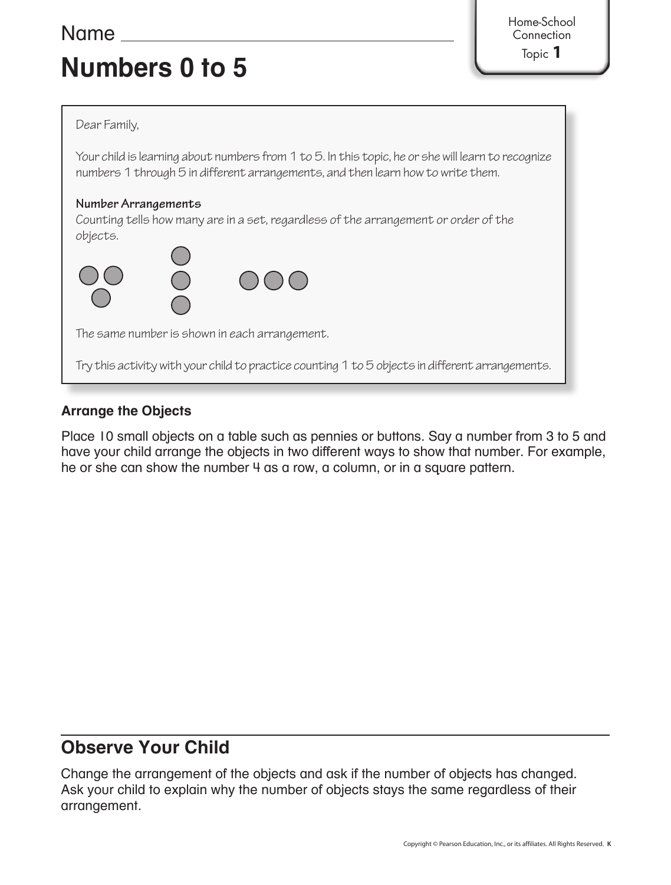Name ______________________________

Home-School Connection
Topic **1**

# Numbers 0 to 5

Dear Family,

Your child is learning about numbers from 1 to 5. In this topic, he or she will learn to recognize numbers 1 through 5 in different arrangements, and then learn how to write them.

**Number Arrangements**

Counting tells how many are in a set, regardless of the arrangement or order of the objects.

The same number is shown in each arrangement.

Try this activity with your child to practice counting 1 to 5 objects in different arrangements.

### Arrange the Objects

Place 10 small objects on a table such as pennies or buttons. Say a number from 3 to 5 and have your child arrange the objects in two different ways to show that number. For example, he or she can show the number 4 as a row, a column, or in a square pattern.

## Observe Your Child

Change the arrangement of the objects and ask if the number of objects has changed. Ask your child to explain why the number of objects stays the same regardless of their arrangement.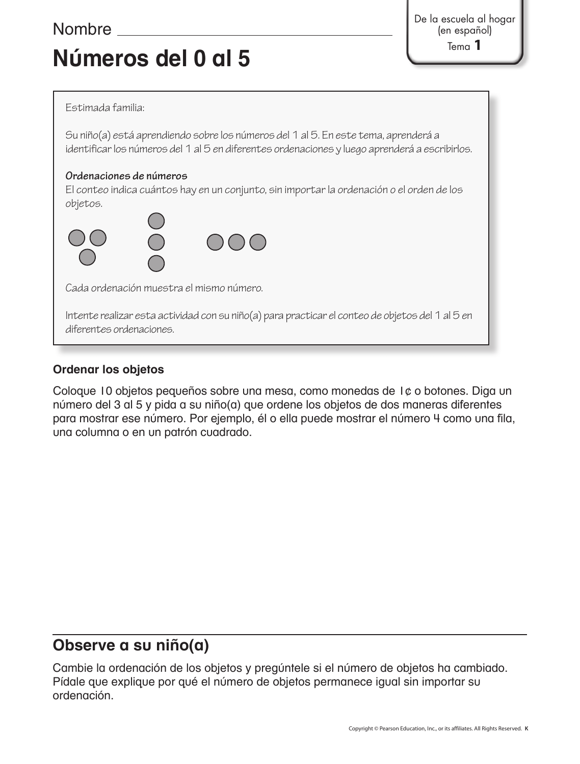Nombre ______________________________

De la escuela al hogar (en español)
Tema 1

# Números del 0 al 5

Estimada familia:

Su niño(a) está aprendiendo sobre los números del 1 al 5. En este tema, aprenderá a identificar los números del 1 al 5 en diferentes ordenaciones y luego aprenderá a escribirlos.

**Ordenaciones de números**

El conteo indica cuántos hay en un conjunto, sin importar la ordenación o el orden de los objetos.

Cada ordenación muestra el mismo número.

Intente realizar esta actividad con su niño(a) para practicar el conteo de objetos del 1 al 5 en diferentes ordenaciones.

### Ordenar los objetos

Coloque 10 objetos pequeños sobre una mesa, como monedas de 1¢ o botones. Diga un número del 3 al 5 y pida a su niño(a) que ordene los objetos de dos maneras diferentes para mostrar ese número. Por ejemplo, él o ella puede mostrar el número 4 como una fila, una columna o en un patrón cuadrado.

## Observe a su niño(a)

Cambie la ordenación de los objetos y pregúntele si el número de objetos ha cambiado. Pídale que explique por qué el número de objetos permanece igual sin importar su ordenación.

Copyright © Pearson Education, Inc., or its affiliates. All Rights Reserved. K